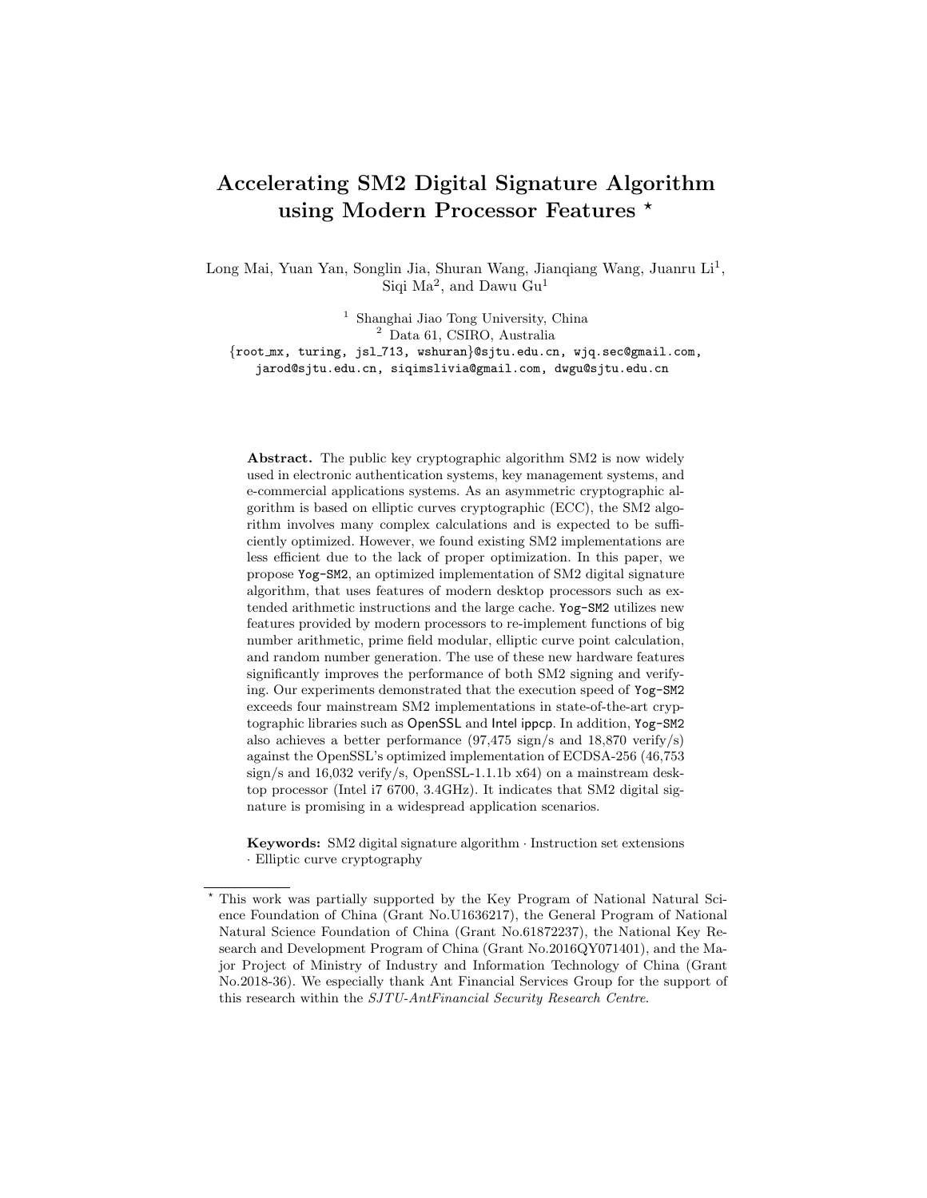# Accelerating SM2 Digital Signature Algorithm using Modern Processor Features *

Long Mai, Yuan Yan, Songlin Jia, Shuran Wang, Jianqiang Wang, Juanru Li[1], Siqi Ma[2], and Dawu Gu[1]

[1] Shanghai Jiao Tong University, China
[2] Data 61, CSIRO, Australia

{root_mx, turing, jsl_713, wshuran}@sjtu.edu.cn, wjq.sec@gmail.com, jarod@sjtu.edu.cn, siqimslivia@gmail.com, dwgu@sjtu.edu.cn

**Abstract.** The public key cryptographic algorithm SM2 is now widely used in electronic authentication systems, key management systems, and e-commercial applications systems. As an asymmetric cryptographic algorithm is based on elliptic curves cryptographic (ECC), the SM2 algorithm involves many complex calculations and is expected to be sufficiently optimized. However, we found existing SM2 implementations are less efficient due to the lack of proper optimization. In this paper, we propose `Yog-SM2`, an optimized implementation of SM2 digital signature algorithm, that uses features of modern desktop processors such as extended arithmetic instructions and the large cache. `Yog-SM2` utilizes new features provided by modern processors to re-implement functions of big number arithmetic, prime field modular, elliptic curve point calculation, and random number generation. The use of these new hardware features significantly improves the performance of both SM2 signing and verifying. Our experiments demonstrated that the execution speed of `Yog-SM2` exceeds four mainstream SM2 implementations in state-of-the-art cryptographic libraries such as OpenSSL and Intel ippcp. In addition, `Yog-SM2` also achieves a better performance (97,475 sign/s and 18,870 verify/s) against the OpenSSL's optimized implementation of ECDSA-256 (46,753 sign/s and 16,032 verify/s, OpenSSL-1.1.1b x64) on a mainstream desktop processor (Intel i7 6700, 3.4GHz). It indicates that SM2 digital signature is promising in a widespread application scenarios.

**Keywords:** SM2 digital signature algorithm · Instruction set extensions · Elliptic curve cryptography

---

* This work was partially supported by the Key Program of National Natural Science Foundation of China (Grant No.U1636217), the General Program of National Natural Science Foundation of China (Grant No.61872237), the National Key Research and Development Program of China (Grant No.2016QY071401), and the Major Project of Ministry of Industry and Information Technology of China (Grant No.2018-36). We especially thank Ant Financial Services Group for the support of this research within the *SJTU-AntFinancial Security Research Centre*.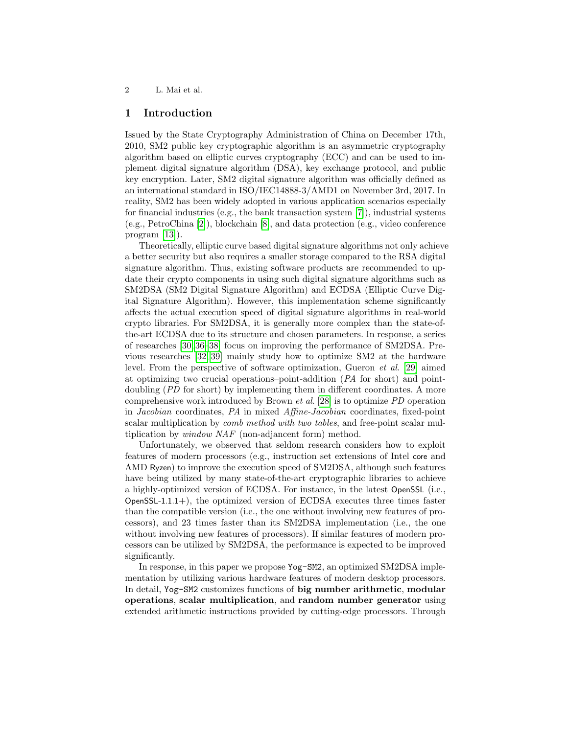## 1 Introduction

Issued by the State Cryptography Administration of China on December 17th, 2010, SM2 public key cryptographic algorithm is an asymmetric cryptography algorithm based on elliptic curves cryptography (ECC) and can be used to implement digital signature algorithm (DSA), key exchange protocol, and public key encryption. Later, SM2 digital signature algorithm was officially defined as an international standard in ISO/IEC14888-3/AMD1 on November 3rd, 2017. In reality, SM2 has been widely adopted in various application scenarios especially for financial industries (e.g., the bank transaction system [7]), industrial systems (e.g., PetroChina [2]), blockchain [8], and data protection (e.g., video conference program [13]).

Theoretically, elliptic curve based digital signature algorithms not only achieve a better security but also requires a smaller storage compared to the RSA digital signature algorithm. Thus, existing software products are recommended to update their crypto components in using such digital signature algorithms such as SM2DSA (SM2 Digital Signature Algorithm) and ECDSA (Elliptic Curve Digital Signature Algorithm). However, this implementation scheme significantly affects the actual execution speed of digital signature algorithms in real-world crypto libraries. For SM2DSA, it is generally more complex than the state-of-the-art ECDSA due to its structure and chosen parameters. In response, a series of researches [30,36,38] focus on improving the performance of SM2DSA. Previous researches [32,39] mainly study how to optimize SM2 at the hardware level. From the perspective of software optimization, Gueron *et al.* [29] aimed at optimizing two crucial operations–point-addition (*PA* for short) and point-doubling (*PD* for short) by implementing them in different coordinates. A more comprehensive work introduced by Brown *et al.* [28] is to optimize *PD* operation in *Jacobian* coordinates, *PA* in mixed *Affine-Jacobian* coordinates, fixed-point scalar multiplication by *comb method with two tables*, and free-point scalar multiplication by *window NAF* (non-adjancent form) method.

Unfortunately, we observed that seldom research considers how to exploit features of modern processors (e.g., instruction set extensions of Intel core and AMD Ryzen) to improve the execution speed of SM2DSA, although such features have being utilized by many state-of-the-art cryptographic libraries to achieve a highly-optimized version of ECDSA. For instance, in the latest OpenSSL (i.e., OpenSSL-1.1.1+), the optimized version of ECDSA executes three times faster than the compatible version (i.e., the one without involving new features of processors), and 23 times faster than its SM2DSA implementation (i.e., the one without involving new features of processors). If similar features of modern processors can be utilized by SM2DSA, the performance is expected to be improved significantly.

In response, in this paper we propose Yog-SM2, an optimized SM2DSA implementation by utilizing various hardware features of modern desktop processors. In detail, Yog-SM2 customizes functions of **big number arithmetic**, **modular operations**, **scalar multiplication**, and **random number generator** using extended arithmetic instructions provided by cutting-edge processors. Through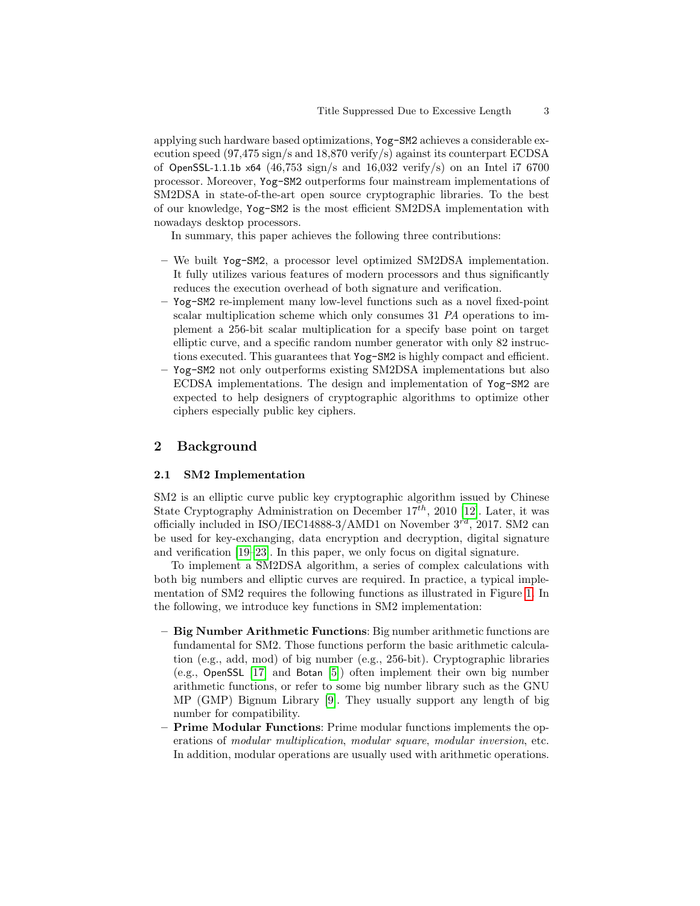applying such hardware based optimizations, `Yog-SM2` achieves a considerable execution speed (97,475 sign/s and 18,870 verify/s) against its counterpart ECDSA of OpenSSL-1.1.1b x64 (46,753 sign/s and 16,032 verify/s) on an Intel i7 6700 processor. Moreover, `Yog-SM2` outperforms four mainstream implementations of SM2DSA in state-of-the-art open source cryptographic libraries. To the best of our knowledge, `Yog-SM2` is the most efficient SM2DSA implementation with nowadays desktop processors.

In summary, this paper achieves the following three contributions:

- We built `Yog-SM2`, a processor level optimized SM2DSA implementation. It fully utilizes various features of modern processors and thus significantly reduces the execution overhead of both signature and verification.
- `Yog-SM2` re-implement many low-level functions such as a novel fixed-point scalar multiplication scheme which only consumes 31 *PA* operations to implement a 256-bit scalar multiplication for a specify base point on target elliptic curve, and a specific random number generator with only 82 instructions executed. This guarantees that `Yog-SM2` is highly compact and efficient.
- `Yog-SM2` not only outperforms existing SM2DSA implementations but also ECDSA implementations. The design and implementation of `Yog-SM2` are expected to help designers of cryptographic algorithms to optimize other ciphers especially public key ciphers.

## 2 Background

### 2.1 SM2 Implementation

SM2 is an elliptic curve public key cryptographic algorithm issued by Chinese State Cryptography Administration on December $17^{th}$, 2010 [12]. Later, it was officially included in ISO/IEC14888-3/AMD1 on November $3^{rd}$, 2017. SM2 can be used for key-exchanging, data encryption and decryption, digital signature and verification [19–23]. In this paper, we only focus on digital signature.

To implement a SM2DSA algorithm, a series of complex calculations with both big numbers and elliptic curves are required. In practice, a typical implementation of SM2 requires the following functions as illustrated in Figure 1. In the following, we introduce key functions in SM2 implementation:

- **Big Number Arithmetic Functions**: Big number arithmetic functions are fundamental for SM2. Those functions perform the basic arithmetic calculation (e.g., add, mod) of big number (e.g., 256-bit). Cryptographic libraries (e.g., OpenSSL [17] and Botan [5]) often implement their own big number arithmetic functions, or refer to some big number library such as the GNU MP (GMP) Bignum Library [9]. They usually support any length of big number for compatibility.
- **Prime Modular Functions**: Prime modular functions implements the operations of *modular multiplication*, *modular square*, *modular inversion*, etc. In addition, modular operations are usually used with arithmetic operations.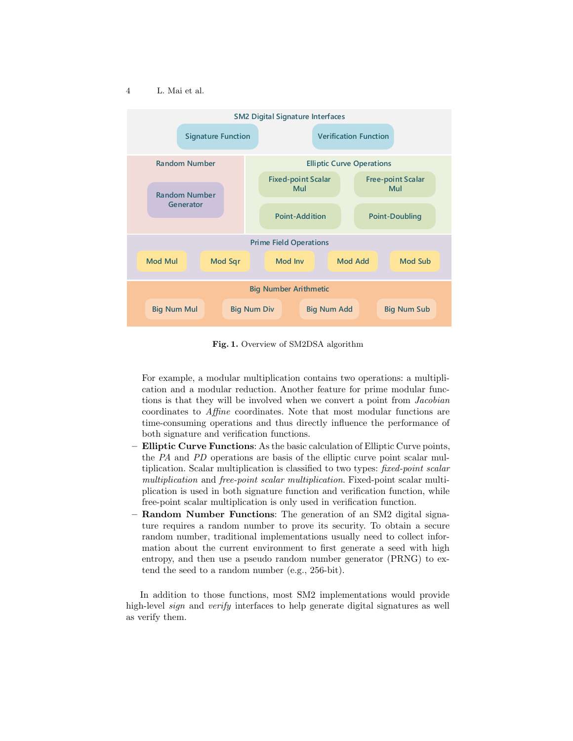SM2 Digital Signature Interfaces

Signature Function | Verification Function

Random Number: Random Number Generator

Elliptic Curve Operations: Fixed-point Scalar Mul, Free-point Scalar Mul, Point-Addition, Point-Doubling

Prime Field Operations: Mod Mul, Mod Sqr, Mod Inv, Mod Add, Mod Sub

Big Number Arithmetic: Big Num Mul, Big Num Div, Big Num Add, Big Num Sub

**Fig. 1.** Overview of SM2DSA algorithm

For example, a modular multiplication contains two operations: a multiplication and a modular reduction. Another feature for prime modular functions is that they will be involved when we convert a point from *Jacobian* coordinates to *Affine* coordinates. Note that most modular functions are time-consuming operations and thus directly influence the performance of both signature and verification functions.

- **Elliptic Curve Functions**: As the basic calculation of Elliptic Curve points, the *PA* and *PD* operations are basis of the elliptic curve point scalar multiplication. Scalar multiplication is classified to two types: *fixed-point scalar multiplication* and *free-point scalar multiplication*. Fixed-point scalar multiplication is used in both signature function and verification function, while free-point scalar multiplication is only used in verification function.
- **Random Number Functions**: The generation of an SM2 digital signature requires a random number to prove its security. To obtain a secure random number, traditional implementations usually need to collect information about the current environment to first generate a seed with high entropy, and then use a pseudo random number generator (PRNG) to extend the seed to a random number (e.g., 256-bit).

In addition to those functions, most SM2 implementations would provide high-level *sign* and *verify* interfaces to help generate digital signatures as well as verify them.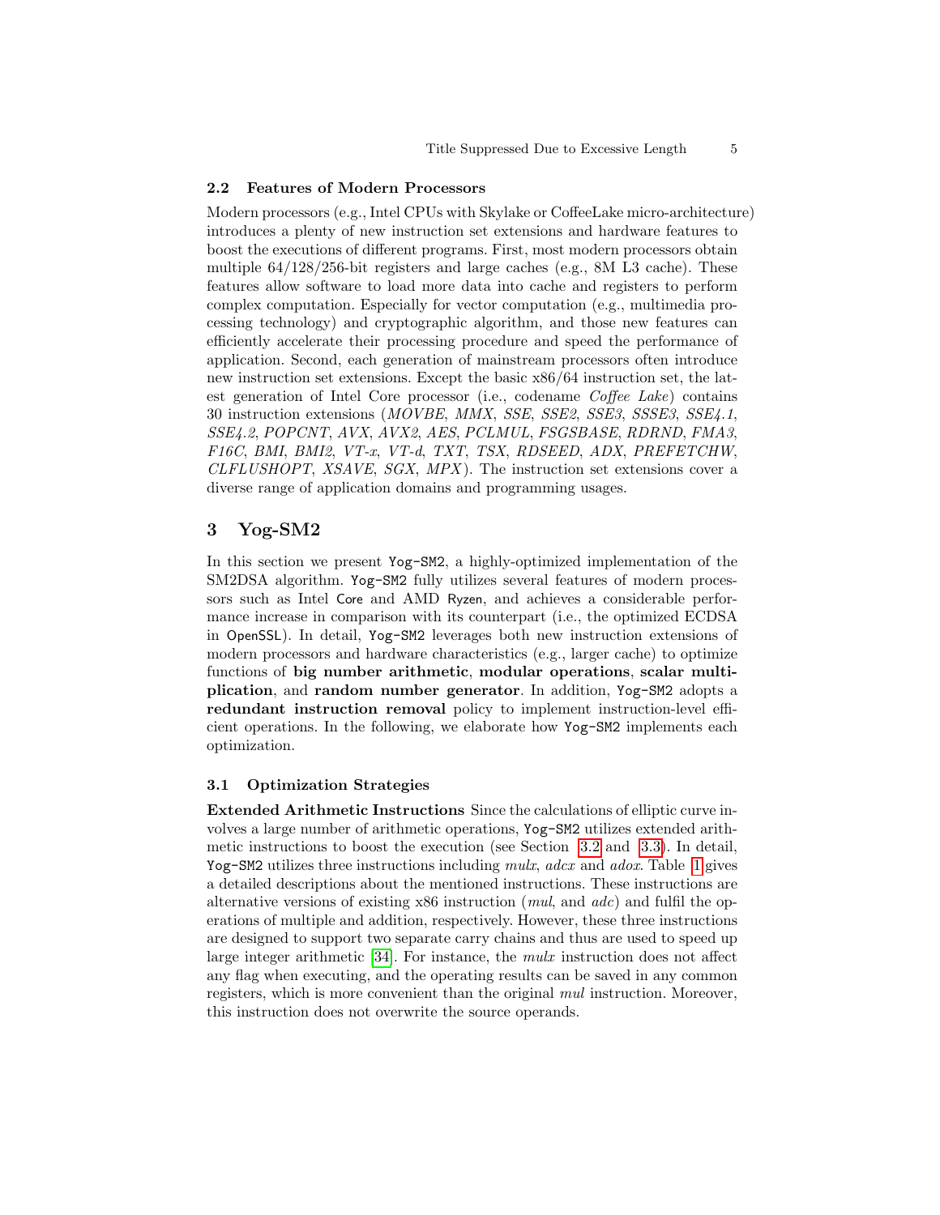### 2.2 Features of Modern Processors

Modern processors (e.g., Intel CPUs with Skylake or CoffeeLake micro-architecture) introduces a plenty of new instruction set extensions and hardware features to boost the executions of different programs. First, most modern processors obtain multiple 64/128/256-bit registers and large caches (e.g., 8M L3 cache). These features allow software to load more data into cache and registers to perform complex computation. Especially for vector computation (e.g., multimedia processing technology) and cryptographic algorithm, and those new features can efficiently accelerate their processing procedure and speed the performance of application. Second, each generation of mainstream processors often introduce new instruction set extensions. Except the basic x86/64 instruction set, the latest generation of Intel Core processor (i.e., codename *Coffee Lake*) contains 30 instruction extensions (*MOVBE*, *MMX*, *SSE*, *SSE2*, *SSE3*, *SSSE3*, *SSE4.1*, *SSE4.2*, *POPCNT*, *AVX*, *AVX2*, *AES*, *PCLMUL*, *FSGSBASE*, *RDRND*, *FMA3*, *F16C*, *BMI*, *BMI2*, *VT-x*, *VT-d*, *TXT*, *TSX*, *RDSEED*, *ADX*, *PREFETCHW*, *CLFLUSHOPT*, *XSAVE*, *SGX*, *MPX*). The instruction set extensions cover a diverse range of application domains and programming usages.

## 3 Yog-SM2

In this section we present `Yog-SM2`, a highly-optimized implementation of the SM2DSA algorithm. `Yog-SM2` fully utilizes several features of modern processors such as Intel Core and AMD Ryzen, and achieves a considerable performance increase in comparison with its counterpart (i.e., the optimized ECDSA in OpenSSL). In detail, `Yog-SM2` leverages both new instruction extensions of modern processors and hardware characteristics (e.g., larger cache) to optimize functions of **big number arithmetic**, **modular operations**, **scalar multiplication**, and **random number generator**. In addition, `Yog-SM2` adopts a **redundant instruction removal** policy to implement instruction-level efficient operations. In the following, we elaborate how `Yog-SM2` implements each optimization.

### 3.1 Optimization Strategies

**Extended Arithmetic Instructions** Since the calculations of elliptic curve involves a large number of arithmetic operations, `Yog-SM2` utilizes extended arithmetic instructions to boost the execution (see Section 3.2 and 3.3). In detail, `Yog-SM2` utilizes three instructions including *mulx*, *adcx* and *adox*. Table 1 gives a detailed descriptions about the mentioned instructions. These instructions are alternative versions of existing x86 instruction (*mul*, and *adc*) and fulfil the operations of multiple and addition, respectively. However, these three instructions are designed to support two separate carry chains and thus are used to speed up large integer arithmetic [34]. For instance, the *mulx* instruction does not affect any flag when executing, and the operating results can be saved in any common registers, which is more convenient than the original *mul* instruction. Moreover, this instruction does not overwrite the source operands.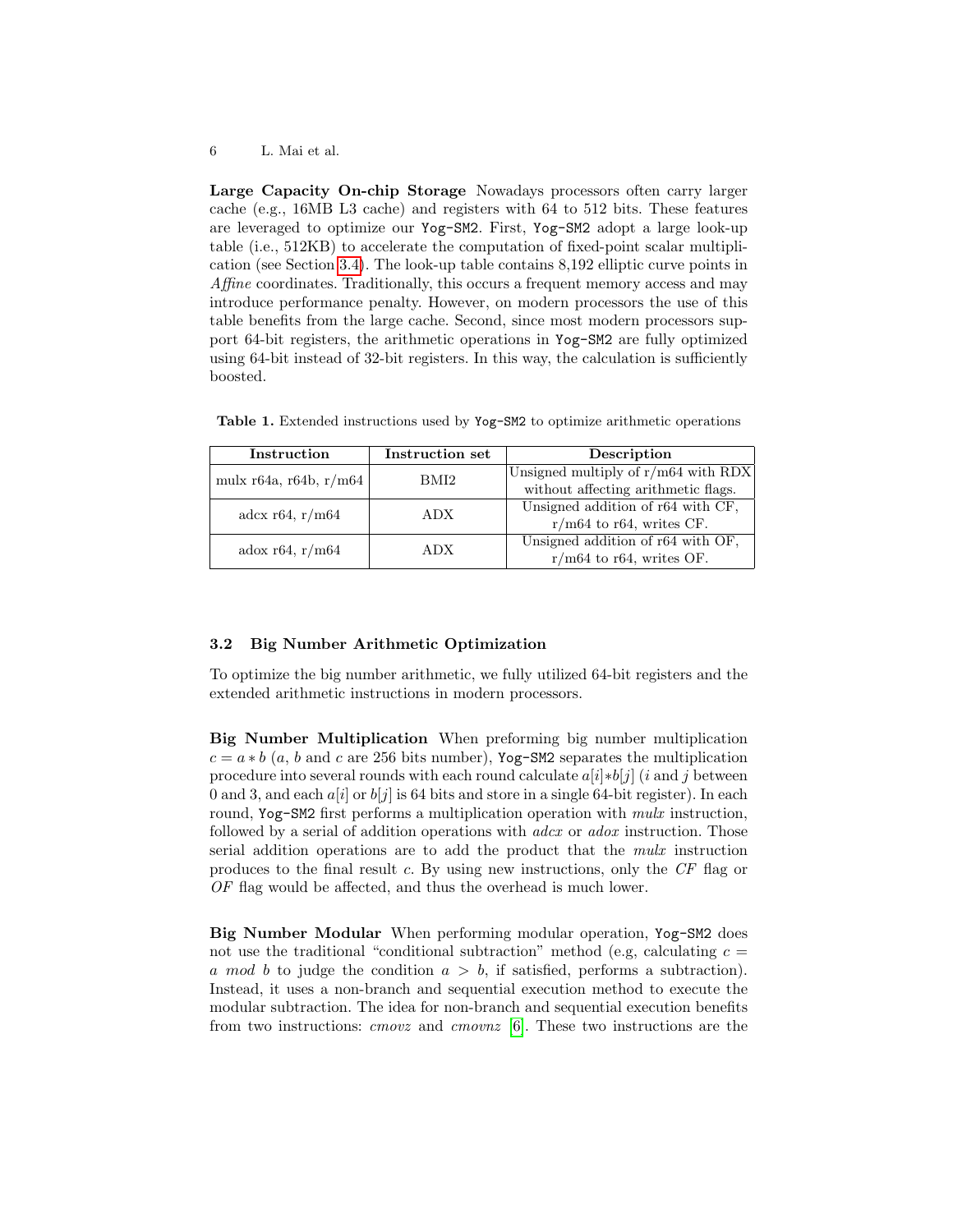**Large Capacity On-chip Storage** Nowadays processors often carry larger cache (e.g., 16MB L3 cache) and registers with 64 to 512 bits. These features are leveraged to optimize our `Yog-SM2`. First, `Yog-SM2` adopt a large look-up table (i.e., 512KB) to accelerate the computation of fixed-point scalar multiplication (see Section 3.4). The look-up table contains 8,192 elliptic curve points in *Affine* coordinates. Traditionally, this occurs a frequent memory access and may introduce performance penalty. However, on modern processors the use of this table benefits from the large cache. Second, since most modern processors support 64-bit registers, the arithmetic operations in `Yog-SM2` are fully optimized using 64-bit instead of 32-bit registers. In this way, the calculation is sufficiently boosted.

**Table 1.** Extended instructions used by `Yog-SM2` to optimize arithmetic operations

| Instruction | Instruction set | Description |
| --- | --- | --- |
| mulx r64a, r64b, r/m64 | BMI2 | Unsigned multiply of r/m64 with RDX without affecting arithmetic flags. |
| adcx r64, r/m64 | ADX | Unsigned addition of r64 with CF, r/m64 to r64, writes CF. |
| adox r64, r/m64 | ADX | Unsigned addition of r64 with OF, r/m64 to r64, writes OF. |

### 3.2 Big Number Arithmetic Optimization

To optimize the big number arithmetic, we fully utilized 64-bit registers and the extended arithmetic instructions in modern processors.

**Big Number Multiplication** When preforming big number multiplication $c = a * b$ ($a$, $b$ and $c$ are 256 bits number), `Yog-SM2` separates the multiplication procedure into several rounds with each round calculate $a[i] * b[j]$ ($i$ and $j$ between 0 and 3, and each $a[i]$ or $b[j]$ is 64 bits and store in a single 64-bit register). In each round, `Yog-SM2` first performs a multiplication operation with *mulx* instruction, followed by a serial of addition operations with *adcx* or *adox* instruction. Those serial addition operations are to add the product that the *mulx* instruction produces to the final result $c$. By using new instructions, only the *CF* flag or *OF* flag would be affected, and thus the overhead is much lower.

**Big Number Modular** When performing modular operation, `Yog-SM2` does not use the traditional "conditional subtraction" method (e.g, calculating $c = a \ mod \ b$ to judge the condition $a > b$, if satisfied, performs a subtraction). Instead, it uses a non-branch and sequential execution method to execute the modular subtraction. The idea for non-branch and sequential execution benefits from two instructions: *cmovz* and *cmovnz* [6]. These two instructions are the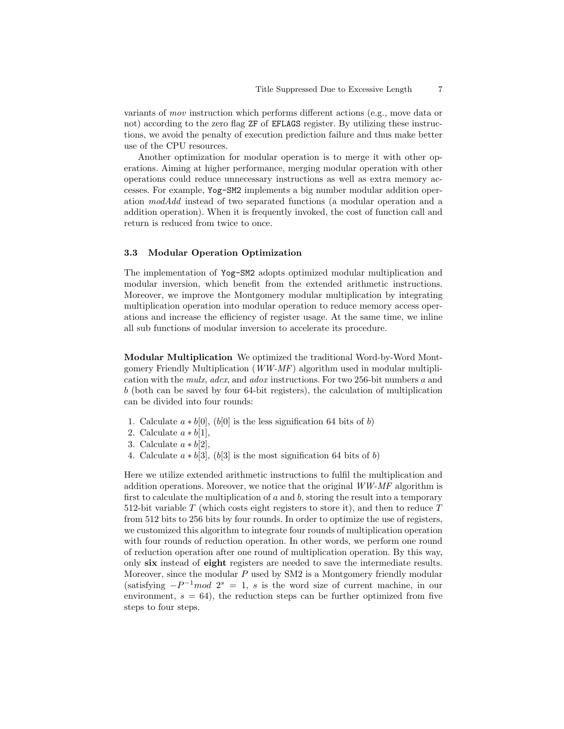variants of *mov* instruction which performs different actions (e.g., move data or not) according to the zero flag `ZF` of `EFLAGS` register. By utilizing these instructions, we avoid the penalty of execution prediction failure and thus make better use of the CPU resources.

Another optimization for modular operation is to merge it with other operations. Aiming at higher performance, merging modular operation with other operations could reduce unnecessary instructions as well as extra memory accesses. For example, `Yog-SM2` implements a big number modular addition operation *modAdd* instead of two separated functions (a modular operation and a addition operation). When it is frequently invoked, the cost of function call and return is reduced from twice to once.

### 3.3 Modular Operation Optimization

The implementation of `Yog-SM2` adopts optimized modular multiplication and modular inversion, which benefit from the extended arithmetic instructions. Moreover, we improve the Montgomery modular multiplication by integrating multiplication operation into modular operation to reduce memory access operations and increase the efficiency of register usage. At the same time, we inline all sub functions of modular inversion to accelerate its procedure.

**Modular Multiplication** We optimized the traditional Word-by-Word Montgomery Friendly Multiplication (*WW-MF*) algorithm used in modular multiplication with the *mulx*, *adcx*, and *adox* instructions. For two 256-bit numbers $a$ and $b$ (both can be saved by four 64-bit registers), the calculation of multiplication can be divided into four rounds:

1. Calculate $a * b[0]$, ($b[0]$ is the less signification 64 bits of $b$)
2. Calculate $a * b[1]$,
3. Calculate $a * b[2]$,
4. Calculate $a * b[3]$, ($b[3]$ is the most signification 64 bits of $b$)

Here we utilize extended arithmetic instructions to fulfil the multiplication and addition operations. Moreover, we notice that the original *WW-MF* algorithm is first to calculate the multiplication of $a$ and $b$, storing the result into a temporary 512-bit variable $T$ (which costs eight registers to store it), and then to reduce $T$ from 512 bits to 256 bits by four rounds. In order to optimize the use of registers, we customized this algorithm to integrate four rounds of multiplication operation with four rounds of reduction operation. In other words, we perform one round of reduction operation after one round of multiplication operation. By this way, only **six** instead of **eight** registers are needed to save the intermediate results. Moreover, since the modular $P$ used by SM2 is a Montgomery friendly modular (satisfying $-P^{-1} mod\ 2^s = 1$, $s$ is the word size of current machine, in our environment, $s = 64$), the reduction steps can be further optimized from five steps to four steps.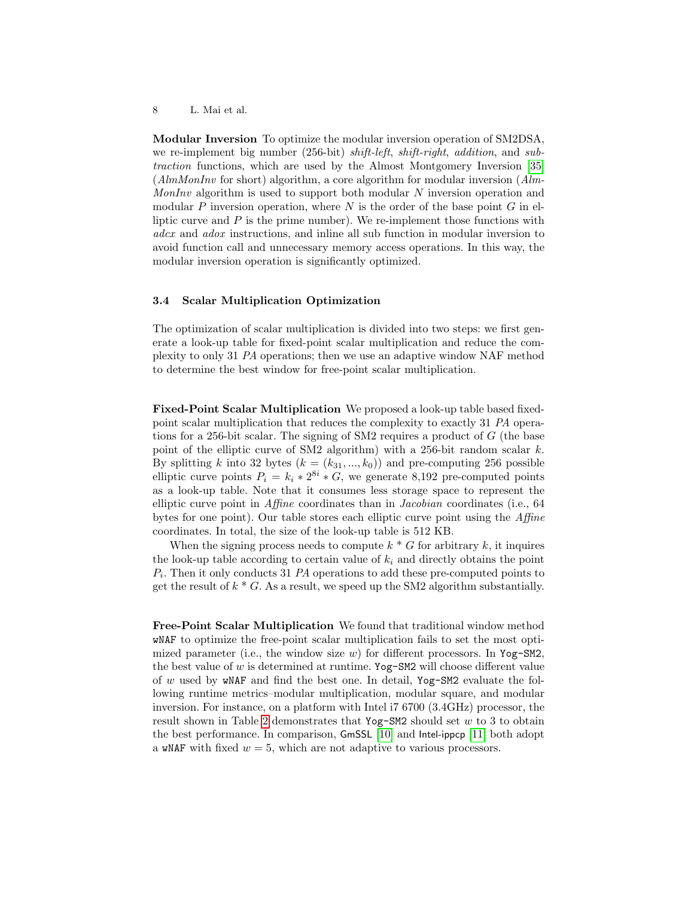**Modular Inversion** To optimize the modular inversion operation of SM2DSA, we re-implement big number (256-bit) *shift-left*, *shift-right*, *addition*, and *subtraction* functions, which are used by the Almost Montgomery Inversion [35] (*AlmMonInv* for short) algorithm, a core algorithm for modular inversion (*AlmMonInv* algorithm is used to support both modular $N$ inversion operation and modular $P$ inversion operation, where $N$ is the order of the base point $G$ in elliptic curve and $P$ is the prime number). We re-implement those functions with *adcx* and *adox* instructions, and inline all sub function in modular inversion to avoid function call and unnecessary memory access operations. In this way, the modular inversion operation is significantly optimized.

### 3.4 Scalar Multiplication Optimization

The optimization of scalar multiplication is divided into two steps: we first generate a look-up table for fixed-point scalar multiplication and reduce the complexity to only 31 *PA* operations; then we use an adaptive window NAF method to determine the best window for free-point scalar multiplication.

**Fixed-Point Scalar Multiplication** We proposed a look-up table based fixed-point scalar multiplication that reduces the complexity to exactly 31 *PA* operations for a 256-bit scalar. The signing of SM2 requires a product of $G$ (the base point of the elliptic curve of SM2 algorithm) with a 256-bit random scalar $k$. By splitting $k$ into 32 bytes ($k = (k_{31}, ..., k_0)$) and pre-computing 256 possible elliptic curve points $P_i = k_i * 2^{8i} * G$, we generate 8,192 pre-computed points as a look-up table. Note that it consumes less storage space to represent the elliptic curve point in *Affine* coordinates than in *Jacobian* coordinates (i.e., 64 bytes for one point). Our table stores each elliptic curve point using the *Affine* coordinates. In total, the size of the look-up table is 512 KB.

When the signing process needs to compute $k * G$ for arbitrary $k$, it inquires the look-up table according to certain value of $k_i$ and directly obtains the point $P_i$. Then it only conducts 31 *PA* operations to add these pre-computed points to get the result of $k * G$. As a result, we speed up the SM2 algorithm substantially.

**Free-Point Scalar Multiplication** We found that traditional window method `wNAF` to optimize the free-point scalar multiplication fails to set the most optimized parameter (i.e., the window size $w$) for different processors. In `Yog-SM2`, the best value of $w$ is determined at runtime. `Yog-SM2` will choose different value of $w$ used by `wNAF` and find the best one. In detail, `Yog-SM2` evaluate the following runtime metrics–modular multiplication, modular square, and modular inversion. For instance, on a platform with Intel i7 6700 (3.4GHz) processor, the result shown in Table 2 demonstrates that `Yog-SM2` should set $w$ to 3 to obtain the best performance. In comparison, GmSSL [10] and Intel-ippcp [11] both adopt a `wNAF` with fixed $w = 5$, which are not adaptive to various processors.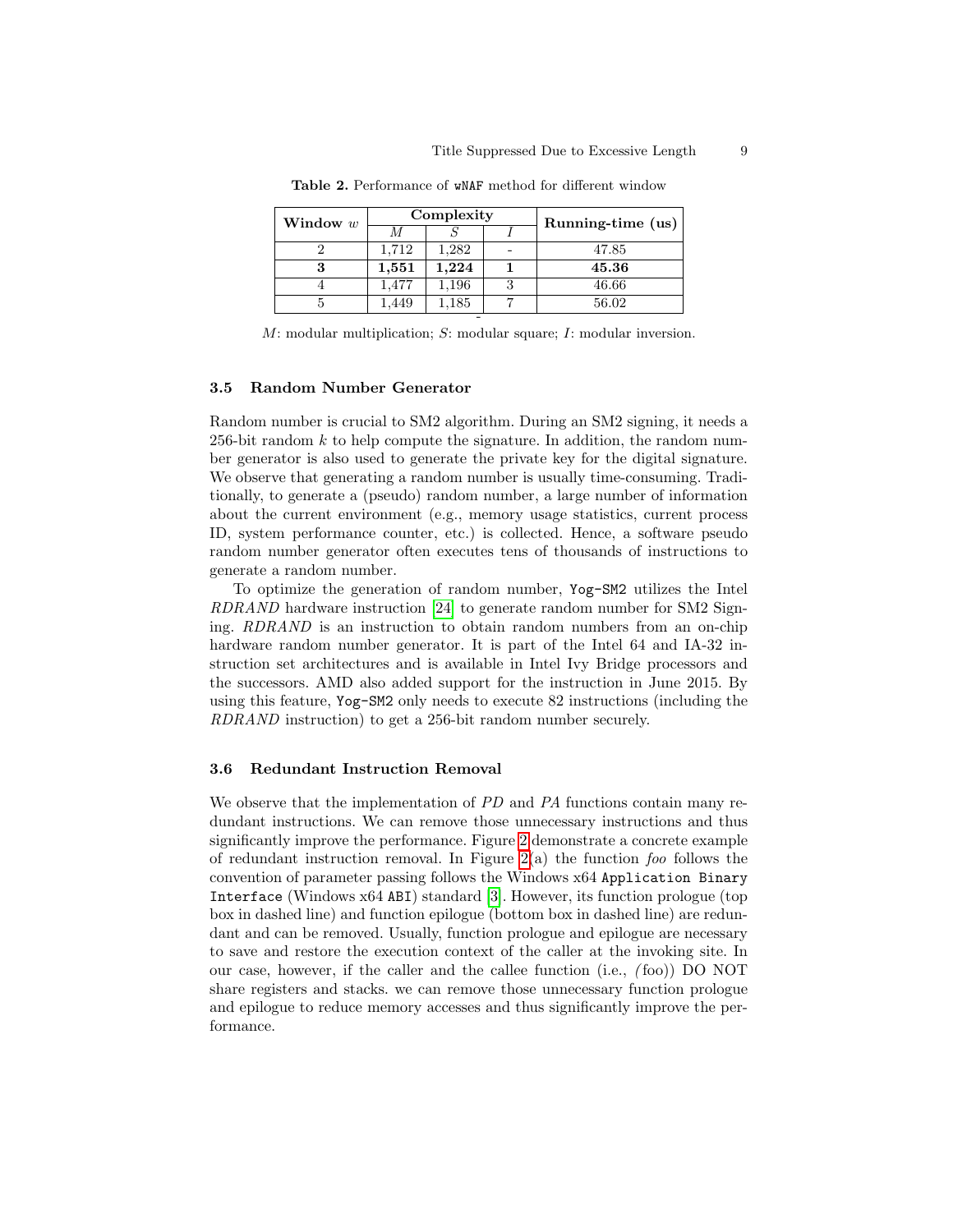**Table 2.** Performance of `wNAF` method for different window

| Window $w$ | Complexity | | | Running-time (us) |
|---|---|---|---|---|
| | $M$ | $S$ | $I$ | |
| 2 | 1,712 | 1,282 | - | 47.85 |
| **3** | **1,551** | **1,224** | **1** | **45.36** |
| 4 | 1,477 | 1,196 | 3 | 46.66 |
| 5 | 1,449 | 1,185 | 7 | 56.02 |

$M$: modular multiplication; $S$: modular square; $I$: modular inversion.

### 3.5 Random Number Generator

Random number is crucial to SM2 algorithm. During an SM2 signing, it needs a 256-bit random $k$ to help compute the signature. In addition, the random number generator is also used to generate the private key for the digital signature. We observe that generating a random number is usually time-consuming. Traditionally, to generate a (pseudo) random number, a large number of information about the current environment (e.g., memory usage statistics, current process ID, system performance counter, etc.) is collected. Hence, a software pseudo random number generator often executes tens of thousands of instructions to generate a random number.

To optimize the generation of random number, `Yog-SM2` utilizes the Intel *RDRAND* hardware instruction [24] to generate random number for SM2 Signing. *RDRAND* is an instruction to obtain random numbers from an on-chip hardware random number generator. It is part of the Intel 64 and IA-32 instruction set architectures and is available in Intel Ivy Bridge processors and the successors. AMD also added support for the instruction in June 2015. By using this feature, `Yog-SM2` only needs to execute 82 instructions (including the *RDRAND* instruction) to get a 256-bit random number securely.

### 3.6 Redundant Instruction Removal

We observe that the implementation of *PD* and *PA* functions contain many redundant instructions. We can remove those unnecessary instructions and thus significantly improve the performance. Figure 2 demonstrate a concrete example of redundant instruction removal. In Figure 2(a) the function *foo* follows the convention of parameter passing follows the Windows x64 `Application Binary Interface` (Windows x64 `ABI`) standard [3]. However, its function prologue (top box in dashed line) and function epilogue (bottom box in dashed line) are redundant and can be removed. Usually, function prologue and epilogue are necessary to save and restore the execution context of the caller at the invoking site. In our case, however, if the caller and the callee function (i.e., *(*foo)) DO NOT share registers and stacks. we can remove those unnecessary function prologue and epilogue to reduce memory accesses and thus significantly improve the performance.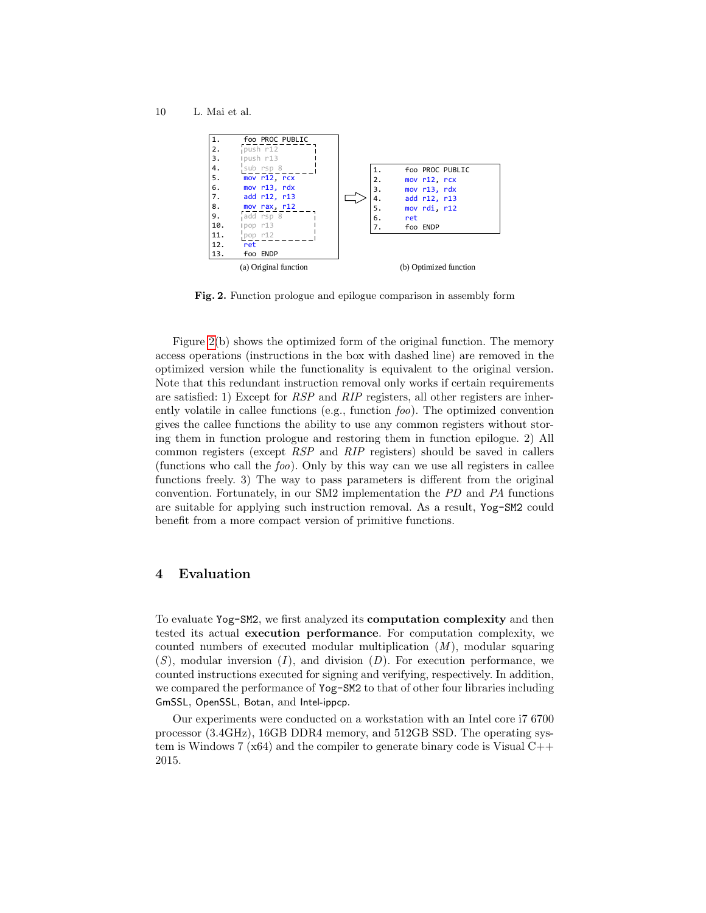```
1.      foo PROC PUBLIC
2.      push r12
3.      push r13
4.      sub rsp 8
5.      mov r12, rcx
6.      mov r13, rdx
7.      add r12, r13
8.      mov rax, r12
9.      add rsp 8
10.     pop r13
11.     pop r12
12.     ret
13.     foo ENDP
```

(a) Original function

```
1.      foo PROC PUBLIC
2.      mov r12, rcx
3.      mov r13, rdx
4.      add r12, r13
5.      mov rdi, r12
6.      ret
7.      foo ENDP
```

(b) Optimized function

**Fig. 2.** Function prologue and epilogue comparison in assembly form

Figure 2(b) shows the optimized form of the original function. The memory access operations (instructions in the box with dashed line) are removed in the optimized version while the functionality is equivalent to the original version. Note that this redundant instruction removal only works if certain requirements are satisfied: 1) Except for *RSP* and *RIP* registers, all other registers are inherently volatile in callee functions (e.g., function *foo*). The optimized convention gives the callee functions the ability to use any common registers without storing them in function prologue and restoring them in function epilogue. 2) All common registers (except *RSP* and *RIP* registers) should be saved in callers (functions who call the *foo*). Only by this way can we use all registers in callee functions freely. 3) The way to pass parameters is different from the original convention. Fortunately, in our SM2 implementation the *PD* and *PA* functions are suitable for applying such instruction removal. As a result, Yog-SM2 could benefit from a more compact version of primitive functions.

## 4 Evaluation

To evaluate Yog-SM2, we first analyzed its **computation complexity** and then tested its actual **execution performance**. For computation complexity, we counted numbers of executed modular multiplication ($M$), modular squaring ($S$), modular inversion ($I$), and division ($D$). For execution performance, we counted instructions executed for signing and verifying, respectively. In addition, we compared the performance of Yog-SM2 to that of other four libraries including GmSSL, OpenSSL, Botan, and Intel-ippcp.

Our experiments were conducted on a workstation with an Intel core i7 6700 processor (3.4GHz), 16GB DDR4 memory, and 512GB SSD. The operating system is Windows 7 (x64) and the compiler to generate binary code is Visual C++ 2015.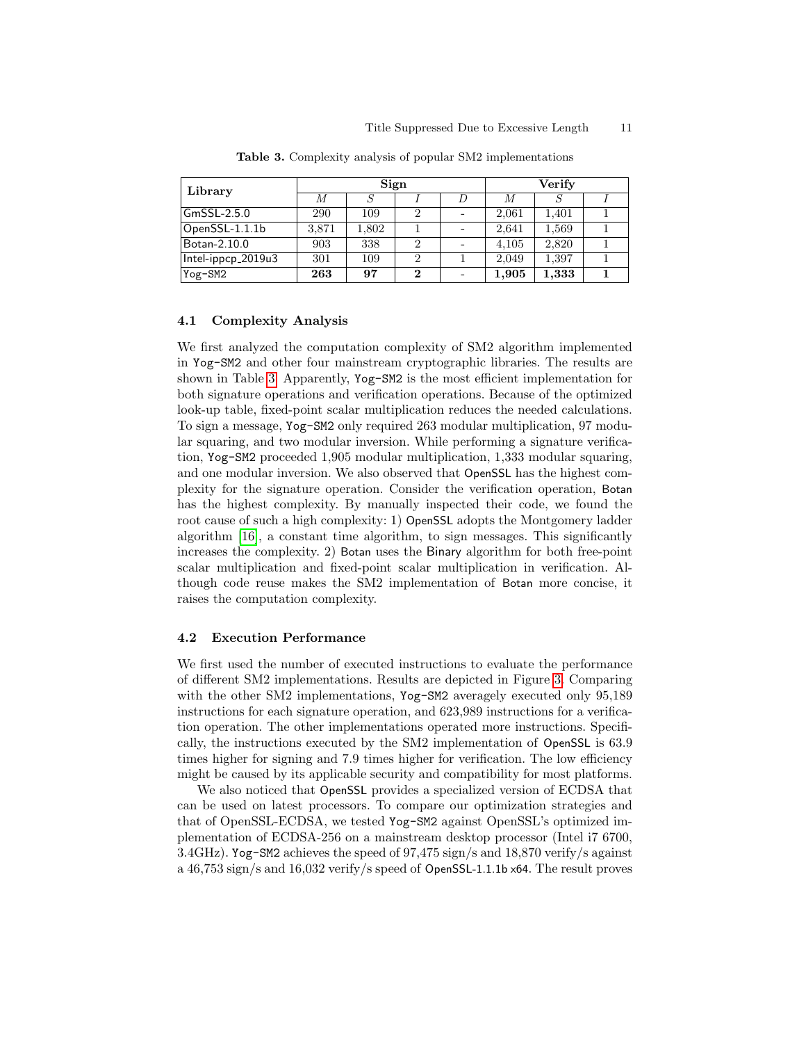**Table 3.** Complexity analysis of popular SM2 implementations

| Library | Sign | | | | Verify | | |
|---|---|---|---|---|---|---|---|
| | $M$ | $S$ | $I$ | $D$ | $M$ | $S$ | $I$ |
| GmSSL-2.5.0 | 290 | 109 | 2 | - | 2,061 | 1,401 | 1 |
| OpenSSL-1.1.1b | 3,871 | 1,802 | 1 | - | 2,641 | 1,569 | 1 |
| Botan-2.10.0 | 903 | 338 | 2 | - | 4,105 | 2,820 | 1 |
| Intel-ippcp_2019u3 | 301 | 109 | 2 | 1 | 2,049 | 1,397 | 1 |
| Yog-SM2 | **263** | **97** | **2** | - | **1,905** | **1,333** | **1** |

### 4.1 Complexity Analysis

We first analyzed the computation complexity of SM2 algorithm implemented in Yog-SM2 and other four mainstream cryptographic libraries. The results are shown in Table 3. Apparently, Yog-SM2 is the most efficient implementation for both signature operations and verification operations. Because of the optimized look-up table, fixed-point scalar multiplication reduces the needed calculations. To sign a message, Yog-SM2 only required 263 modular multiplication, 97 modular squaring, and two modular inversion. While performing a signature verification, Yog-SM2 proceeded 1,905 modular multiplication, 1,333 modular squaring, and one modular inversion. We also observed that OpenSSL has the highest complexity for the signature operation. Consider the verification operation, Botan has the highest complexity. By manually inspected their code, we found the root cause of such a high complexity: 1) OpenSSL adopts the Montgomery ladder algorithm [16], a constant time algorithm, to sign messages. This significantly increases the complexity. 2) Botan uses the Binary algorithm for both free-point scalar multiplication and fixed-point scalar multiplication in verification. Although code reuse makes the SM2 implementation of Botan more concise, it raises the computation complexity.

### 4.2 Execution Performance

We first used the number of executed instructions to evaluate the performance of different SM2 implementations. Results are depicted in Figure 3. Comparing with the other SM2 implementations, Yog-SM2 averagely executed only 95,189 instructions for each signature operation, and 623,989 instructions for a verification operation. The other implementations operated more instructions. Specifically, the instructions executed by the SM2 implementation of OpenSSL is 63.9 times higher for signing and 7.9 times higher for verification. The low efficiency might be caused by its applicable security and compatibility for most platforms.

We also noticed that OpenSSL provides a specialized version of ECDSA that can be used on latest processors. To compare our optimization strategies and that of OpenSSL-ECDSA, we tested Yog-SM2 against OpenSSL's optimized implementation of ECDSA-256 on a mainstream desktop processor (Intel i7 6700, 3.4GHz). Yog-SM2 achieves the speed of 97,475 sign/s and 18,870 verify/s against a 46,753 sign/s and 16,032 verify/s speed of OpenSSL-1.1.1b x64. The result proves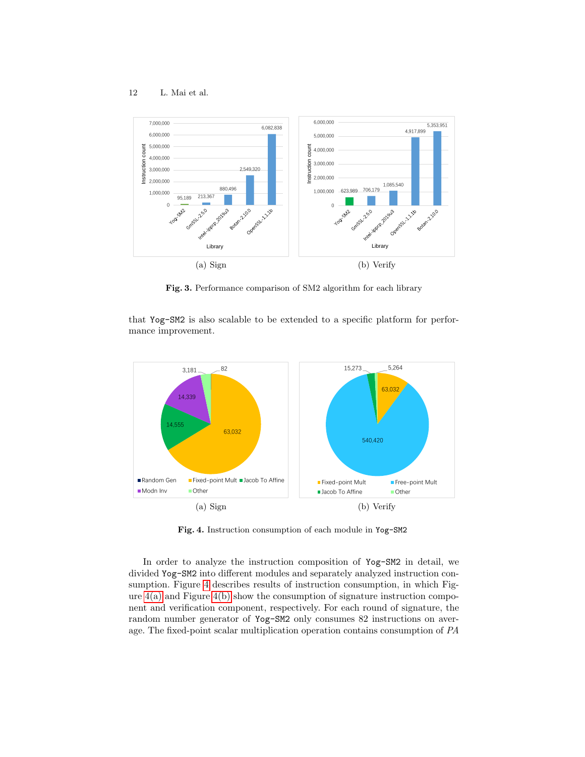Fig. 3. Performance comparison of SM2 algorithm for each library

(a) Sign

(b) Verify

that `Yog-SM2` is also scalable to be extended to a specific platform for performance improvement.

Fig. 4. Instruction consumption of each module in `Yog-SM2`

(a) Sign

(b) Verify

In order to analyze the instruction composition of `Yog-SM2` in detail, we divided `Yog-SM2` into different modules and separately analyzed instruction consumption. Figure 4 describes results of instruction consumption, in which Figure 4(a) and Figure 4(b) show the consumption of signature instruction component and verification component, respectively. For each round of signature, the random number generator of `Yog-SM2` only consumes 82 instructions on average. The fixed-point scalar multiplication operation contains consumption of *PA*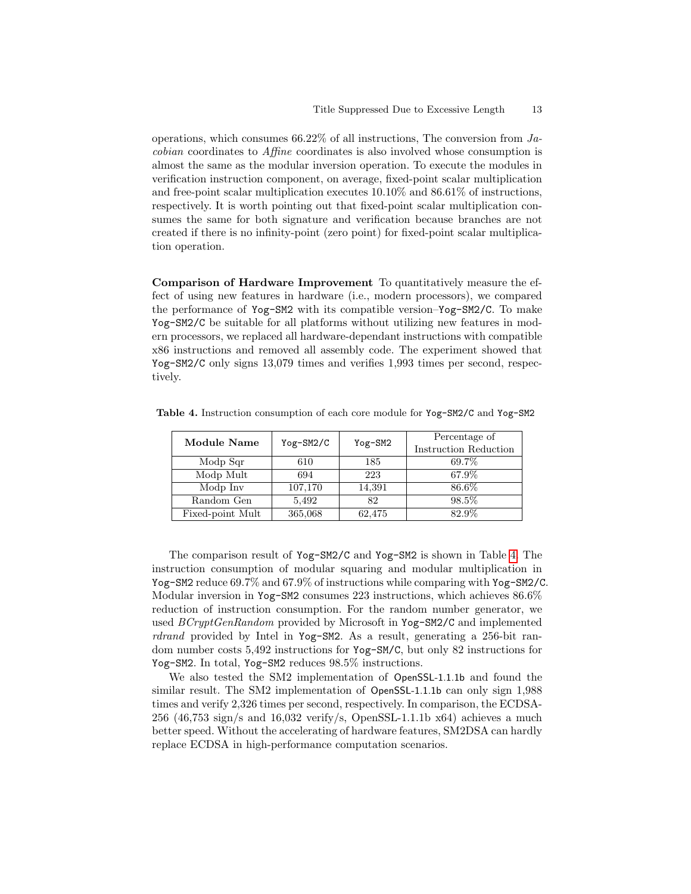operations, which consumes 66.22% of all instructions, The conversion from *Jacobian* coordinates to *Affine* coordinates is also involved whose consumption is almost the same as the modular inversion operation. To execute the modules in verification instruction component, on average, fixed-point scalar multiplication and free-point scalar multiplication executes 10.10% and 86.61% of instructions, respectively. It is worth pointing out that fixed-point scalar multiplication consumes the same for both signature and verification because branches are not created if there is no infinity-point (zero point) for fixed-point scalar multiplication operation.

**Comparison of Hardware Improvement** To quantitatively measure the effect of using new features in hardware (i.e., modern processors), we compared the performance of `Yog-SM2` with its compatible version–`Yog-SM2/C`. To make `Yog-SM2/C` be suitable for all platforms without utilizing new features in modern processors, we replaced all hardware-dependant instructions with compatible x86 instructions and removed all assembly code. The experiment showed that `Yog-SM2/C` only signs 13,079 times and verifies 1,993 times per second, respectively.

**Table 4.** Instruction consumption of each core module for `Yog-SM2/C` and `Yog-SM2`

| Module Name | `Yog-SM2/C` | `Yog-SM2` | Percentage of Instruction Reduction |
|---|---|---|---|
| Modp Sqr | 610 | 185 | 69.7% |
| Modp Mult | 694 | 223 | 67.9% |
| Modp Inv | 107,170 | 14,391 | 86.6% |
| Random Gen | 5,492 | 82 | 98.5% |
| Fixed-point Mult | 365,068 | 62,475 | 82.9% |

The comparison result of `Yog-SM2/C` and `Yog-SM2` is shown in Table 4. The instruction consumption of modular squaring and modular multiplication in `Yog-SM2` reduce 69.7% and 67.9% of instructions while comparing with `Yog-SM2/C`. Modular inversion in `Yog-SM2` consumes 223 instructions, which achieves 86.6% reduction of instruction consumption. For the random number generator, we used *BCryptGenRandom* provided by Microsoft in `Yog-SM2/C` and implemented *rdrand* provided by Intel in `Yog-SM2`. As a result, generating a 256-bit random number costs 5,492 instructions for `Yog-SM/C`, but only 82 instructions for `Yog-SM2`. In total, `Yog-SM2` reduces 98.5% instructions.

We also tested the SM2 implementation of `OpenSSL-1.1.1b` and found the similar result. The SM2 implementation of `OpenSSL-1.1.1b` can only sign 1,988 times and verify 2,326 times per second, respectively. In comparison, the ECDSA-256 (46,753 sign/s and 16,032 verify/s, OpenSSL-1.1.1b x64) achieves a much better speed. Without the accelerating of hardware features, SM2DSA can hardly replace ECDSA in high-performance computation scenarios.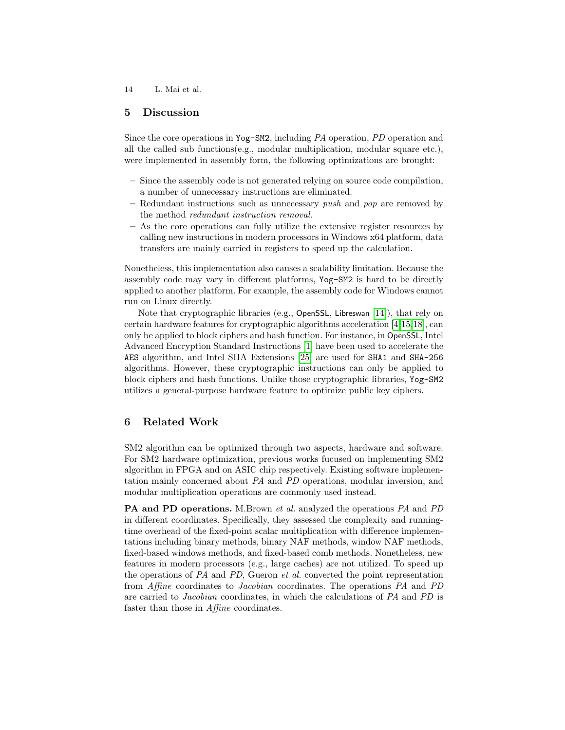## 5 Discussion

Since the core operations in Yog-SM2, including *PA* operation, *PD* operation and all the called sub functions(e.g., modular multiplication, modular square etc.), were implemented in assembly form, the following optimizations are brought:

- Since the assembly code is not generated relying on source code compilation, a number of unnecessary instructions are eliminated.
- Redundant instructions such as unnecessary *push* and *pop* are removed by the method *redundant instruction removal*.
- As the core operations can fully utilize the extensive register resources by calling new instructions in modern processors in Windows x64 platform, data transfers are mainly carried in registers to speed up the calculation.

Nonetheless, this implementation also causes a scalability limitation. Because the assembly code may vary in different platforms, Yog-SM2 is hard to be directly applied to another platform. For example, the assembly code for Windows cannot run on Linux directly.

Note that cryptographic libraries (e.g., OpenSSL, Libreswan [14]), that rely on certain hardware features for cryptographic algorithms acceleration [4,15,18], can only be applied to block ciphers and hash function. For instance, in OpenSSL, Intel Advanced Encryption Standard Instructions [1] have been used to accelerate the AES algorithm, and Intel SHA Extensions [25] are used for SHA1 and SHA-256 algorithms. However, these cryptographic instructions can only be applied to block ciphers and hash functions. Unlike those cryptographic libraries, Yog-SM2 utilizes a general-purpose hardware feature to optimize public key ciphers.

## 6 Related Work

SM2 algorithm can be optimized through two aspects, hardware and software. For SM2 hardware optimization, previous works fucused on implementing SM2 algorithm in FPGA and on ASIC chip respectively. Existing software implementation mainly concerned about *PA* and *PD* operations, modular inversion, and modular multiplication operations are commonly used instead.

**PA and PD operations.** M.Brown *et al.* analyzed the operations *PA* and *PD* in different coordinates. Specifically, they assessed the complexity and running-time overhead of the fixed-point scalar multiplication with difference implementations including binary methods, binary NAF methods, window NAF methods, fixed-based windows methods, and fixed-based comb methods. Nonetheless, new features in modern processors (e.g., large caches) are not utilized. To speed up the operations of *PA* and *PD*, Gueron *et al.* converted the point representation from *Affine* coordinates to *Jacobian* coordinates. The operations *PA* and *PD* are carried to *Jacobian* coordinates, in which the calculations of *PA* and *PD* is faster than those in *Affine* coordinates.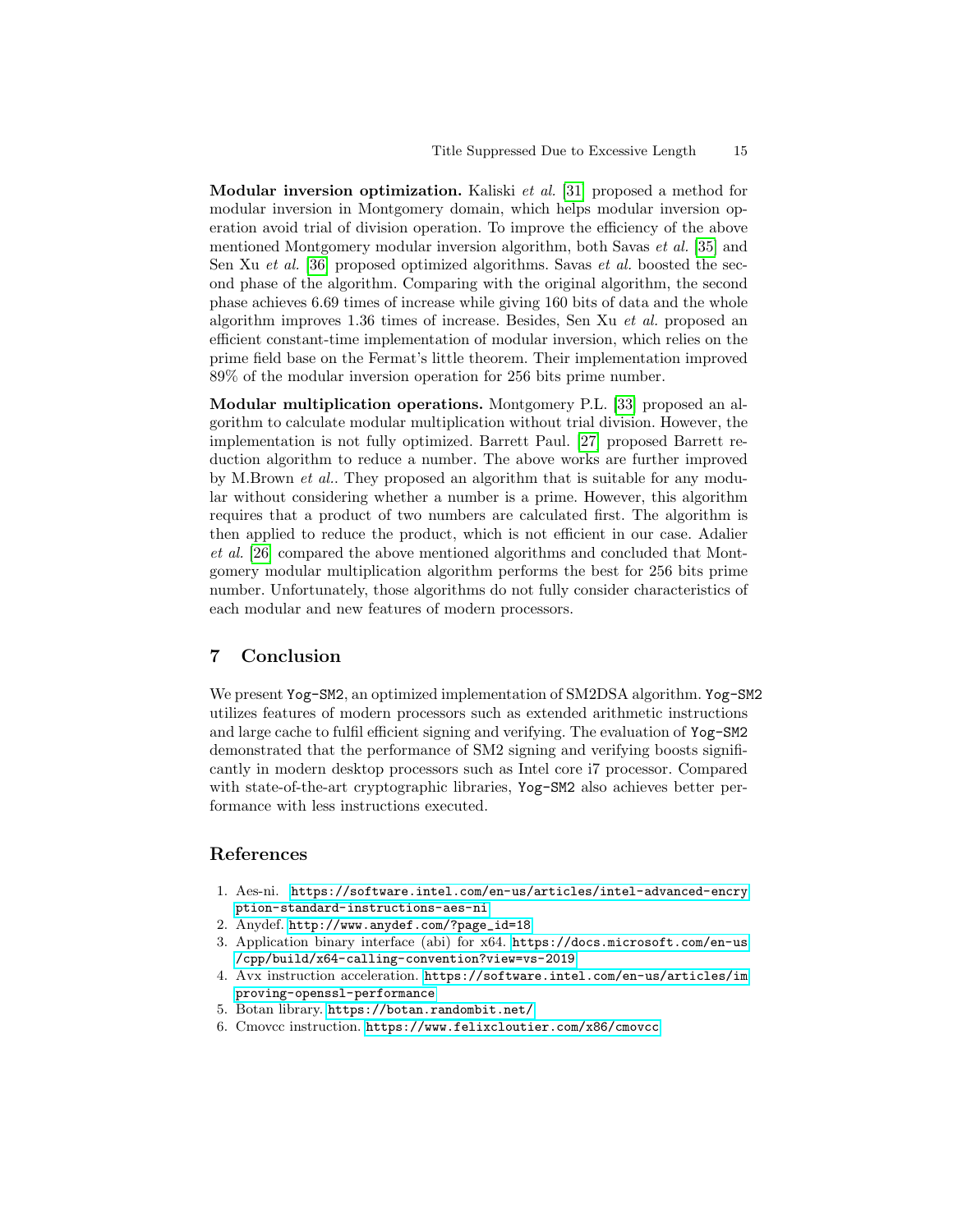**Modular inversion optimization.** Kaliski *et al.* [31] proposed a method for modular inversion in Montgomery domain, which helps modular inversion operation avoid trial of division operation. To improve the efficiency of the above mentioned Montgomery modular inversion algorithm, both Savas *et al.* [35] and Sen Xu *et al.* [36] proposed optimized algorithms. Savas *et al.* boosted the second phase of the algorithm. Comparing with the original algorithm, the second phase achieves 6.69 times of increase while giving 160 bits of data and the whole algorithm improves 1.36 times of increase. Besides, Sen Xu *et al.* proposed an efficient constant-time implementation of modular inversion, which relies on the prime field base on the Fermat's little theorem. Their implementation improved 89% of the modular inversion operation for 256 bits prime number.

**Modular multiplication operations.** Montgomery P.L. [33] proposed an algorithm to calculate modular multiplication without trial division. However, the implementation is not fully optimized. Barrett Paul. [27] proposed Barrett reduction algorithm to reduce a number. The above works are further improved by M.Brown *et al.*. They proposed an algorithm that is suitable for any modular without considering whether a number is a prime. However, this algorithm requires that a product of two numbers are calculated first. The algorithm is then applied to reduce the product, which is not efficient in our case. Adalier *et al.* [26] compared the above mentioned algorithms and concluded that Montgomery modular multiplication algorithm performs the best for 256 bits prime number. Unfortunately, those algorithms do not fully consider characteristics of each modular and new features of modern processors.

## 7 Conclusion

We present `Yog-SM2`, an optimized implementation of SM2DSA algorithm. `Yog-SM2` utilizes features of modern processors such as extended arithmetic instructions and large cache to fulfil efficient signing and verifying. The evaluation of `Yog-SM2` demonstrated that the performance of SM2 signing and verifying boosts significantly in modern desktop processors such as Intel core i7 processor. Compared with state-of-the-art cryptographic libraries, `Yog-SM2` also achieves better performance with less instructions executed.

## References

1. Aes-ni. https://software.intel.com/en-us/articles/intel-advanced-encryption-standard-instructions-aes-ni
2. Anydef. http://www.anydef.com/?page_id=18
3. Application binary interface (abi) for x64. https://docs.microsoft.com/en-us/cpp/build/x64-calling-convention?view=vs-2019
4. Avx instruction acceleration. https://software.intel.com/en-us/articles/improving-openssl-performance
5. Botan library. https://botan.randombit.net/
6. Cmovcc instruction. https://www.felixcloutier.com/x86/cmovcc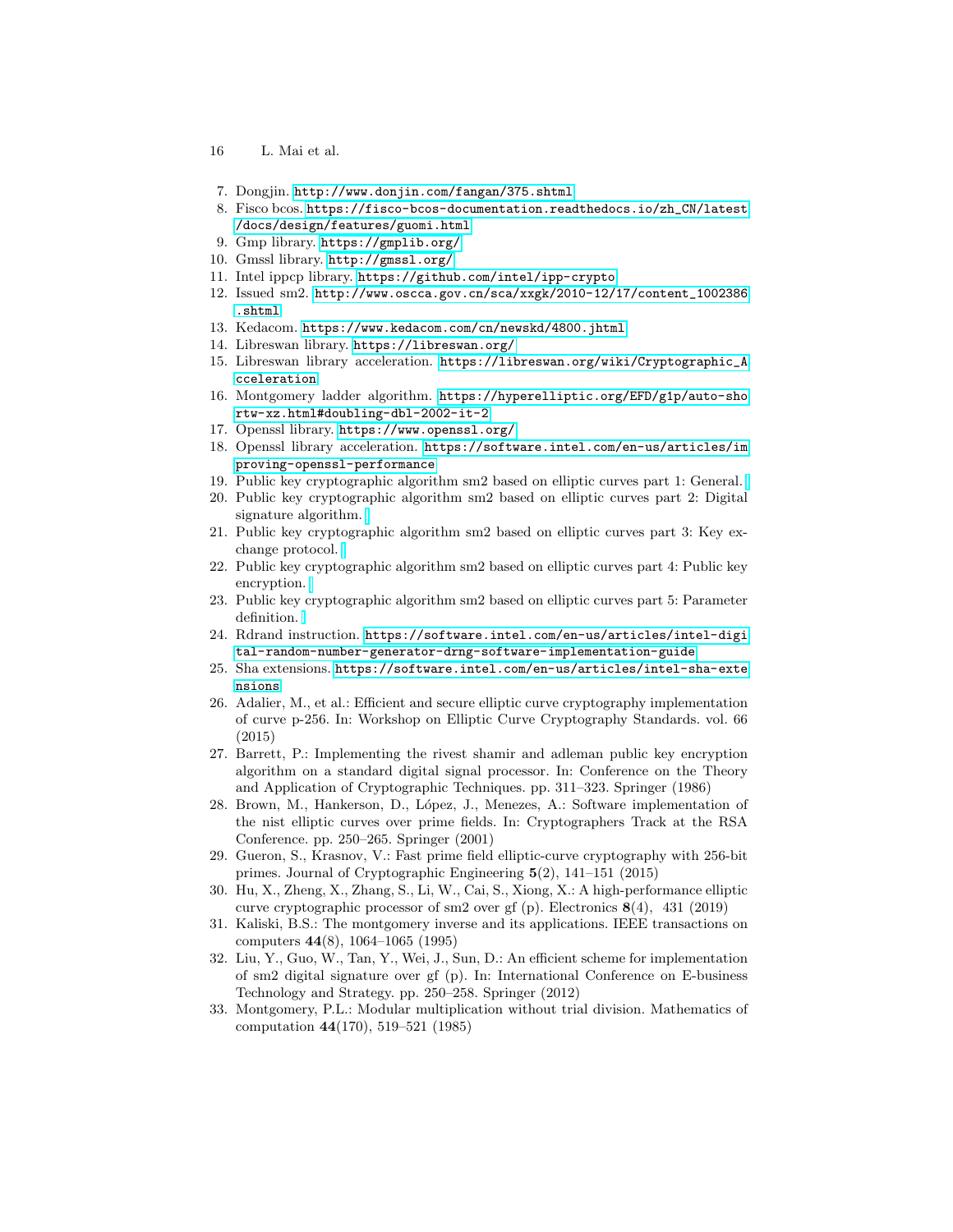7. Dongjin. http://www.donjin.com/fangan/375.shtml
8. Fisco bcos. https://fisco-bcos-documentation.readthedocs.io/zh_CN/latest/docs/design/features/guomi.html
9. Gmp library. https://gmplib.org/
10. Gmssl library. http://gmssl.org/
11. Intel ippcp library. https://github.com/intel/ipp-crypto
12. Issued sm2. http://www.oscca.gov.cn/sca/xxgk/2010-12/17/content_1002386.shtml
13. Kedacom. https://www.kedacom.com/cn/newskd/4800.jhtml
14. Libreswan library. https://libreswan.org/
15. Libreswan library acceleration. https://libreswan.org/wiki/Cryptographic_Acceleration
16. Montgomery ladder algorithm. https://hyperelliptic.org/EFD/g1p/auto-shortw-xz.html#doubling-dbl-2002-it-2
17. Openssl library. https://www.openssl.org/
18. Openssl library acceleration. https://software.intel.com/en-us/articles/improving-openssl-performance
19. Public key cryptographic algorithm sm2 based on elliptic curves part 1: General.
20. Public key cryptographic algorithm sm2 based on elliptic curves part 2: Digital signature algorithm.
21. Public key cryptographic algorithm sm2 based on elliptic curves part 3: Key exchange protocol.
22. Public key cryptographic algorithm sm2 based on elliptic curves part 4: Public key encryption.
23. Public key cryptographic algorithm sm2 based on elliptic curves part 5: Parameter definition.
24. Rdrand instruction. https://software.intel.com/en-us/articles/intel-digital-random-number-generator-drng-software-implementation-guide
25. Sha extensions. https://software.intel.com/en-us/articles/intel-sha-extensions
26. Adalier, M., et al.: Efficient and secure elliptic curve cryptography implementation of curve p-256. In: Workshop on Elliptic Curve Cryptography Standards. vol. 66 (2015)
27. Barrett, P.: Implementing the rivest shamir and adleman public key encryption algorithm on a standard digital signal processor. In: Conference on the Theory and Application of Cryptographic Techniques. pp. 311–323. Springer (1986)
28. Brown, M., Hankerson, D., López, J., Menezes, A.: Software implementation of the nist elliptic curves over prime fields. In: Cryptographers Track at the RSA Conference. pp. 250–265. Springer (2001)
29. Gueron, S., Krasnov, V.: Fast prime field elliptic-curve cryptography with 256-bit primes. Journal of Cryptographic Engineering **5**(2), 141–151 (2015)
30. Hu, X., Zheng, X., Zhang, S., Li, W., Cai, S., Xiong, X.: A high-performance elliptic curve cryptographic processor of sm2 over gf (p). Electronics **8**(4), 431 (2019)
31. Kaliski, B.S.: The montgomery inverse and its applications. IEEE transactions on computers **44**(8), 1064–1065 (1995)
32. Liu, Y., Guo, W., Tan, Y., Wei, J., Sun, D.: An efficient scheme for implementation of sm2 digital signature over gf (p). In: International Conference on E-business Technology and Strategy. pp. 250–258. Springer (2012)
33. Montgomery, P.L.: Modular multiplication without trial division. Mathematics of computation **44**(170), 519–521 (1985)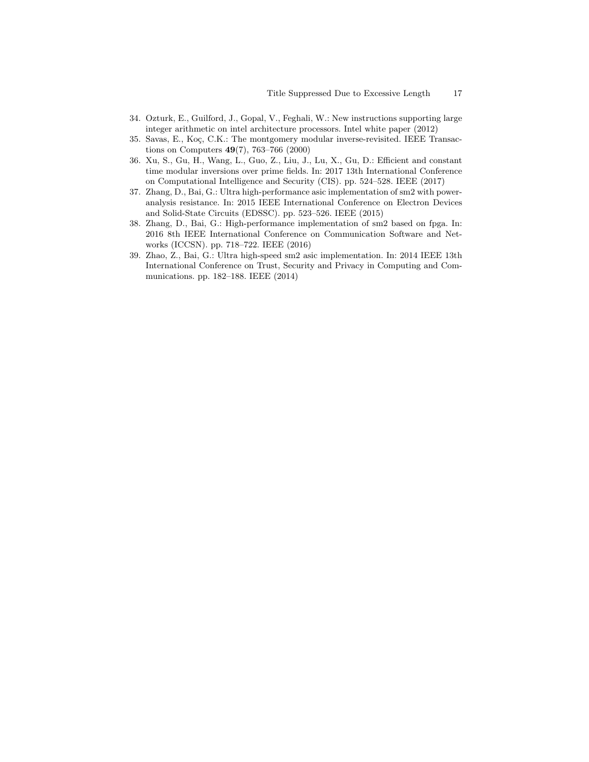34. Ozturk, E., Guilford, J., Gopal, V., Feghali, W.: New instructions supporting large integer arithmetic on intel architecture processors. Intel white paper (2012)
35. Savas, E., Koç, C.K.: The montgomery modular inverse-revisited. IEEE Transactions on Computers **49**(7), 763–766 (2000)
36. Xu, S., Gu, H., Wang, L., Guo, Z., Liu, J., Lu, X., Gu, D.: Efficient and constant time modular inversions over prime fields. In: 2017 13th International Conference on Computational Intelligence and Security (CIS). pp. 524–528. IEEE (2017)
37. Zhang, D., Bai, G.: Ultra high-performance asic implementation of sm2 with power-analysis resistance. In: 2015 IEEE International Conference on Electron Devices and Solid-State Circuits (EDSSC). pp. 523–526. IEEE (2015)
38. Zhang, D., Bai, G.: High-performance implementation of sm2 based on fpga. In: 2016 8th IEEE International Conference on Communication Software and Networks (ICCSN). pp. 718–722. IEEE (2016)
39. Zhao, Z., Bai, G.: Ultra high-speed sm2 asic implementation. In: 2014 IEEE 13th International Conference on Trust, Security and Privacy in Computing and Communications. pp. 182–188. IEEE (2014)